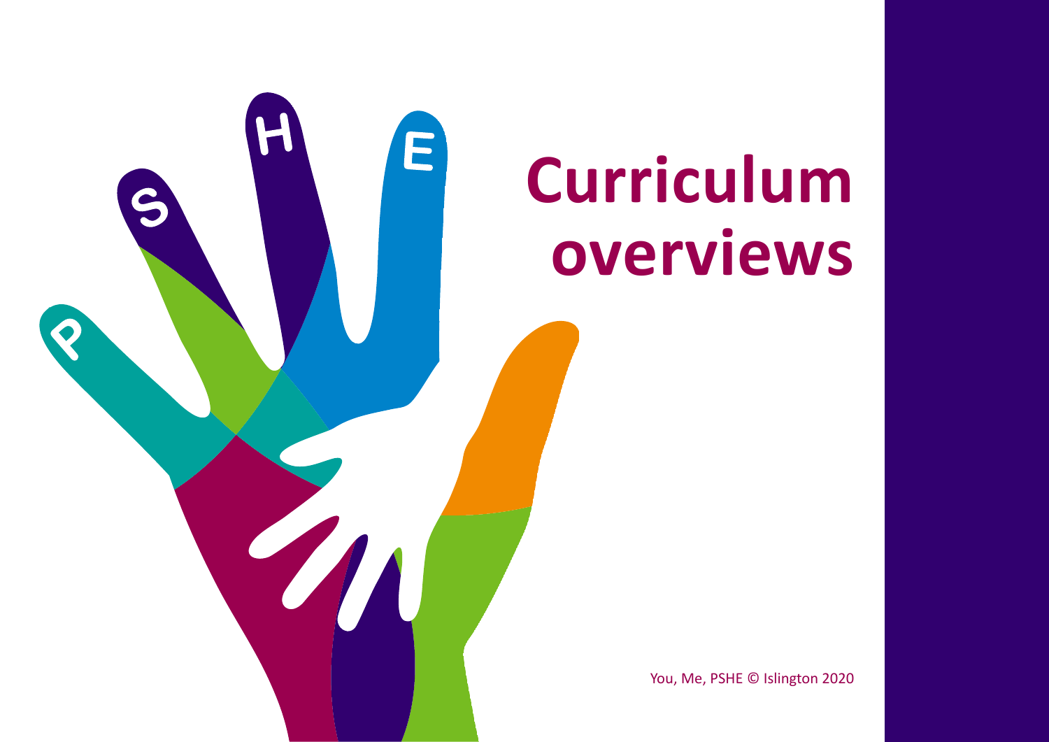# Curriculum overviews

You, Me, PSHE © Islington 2020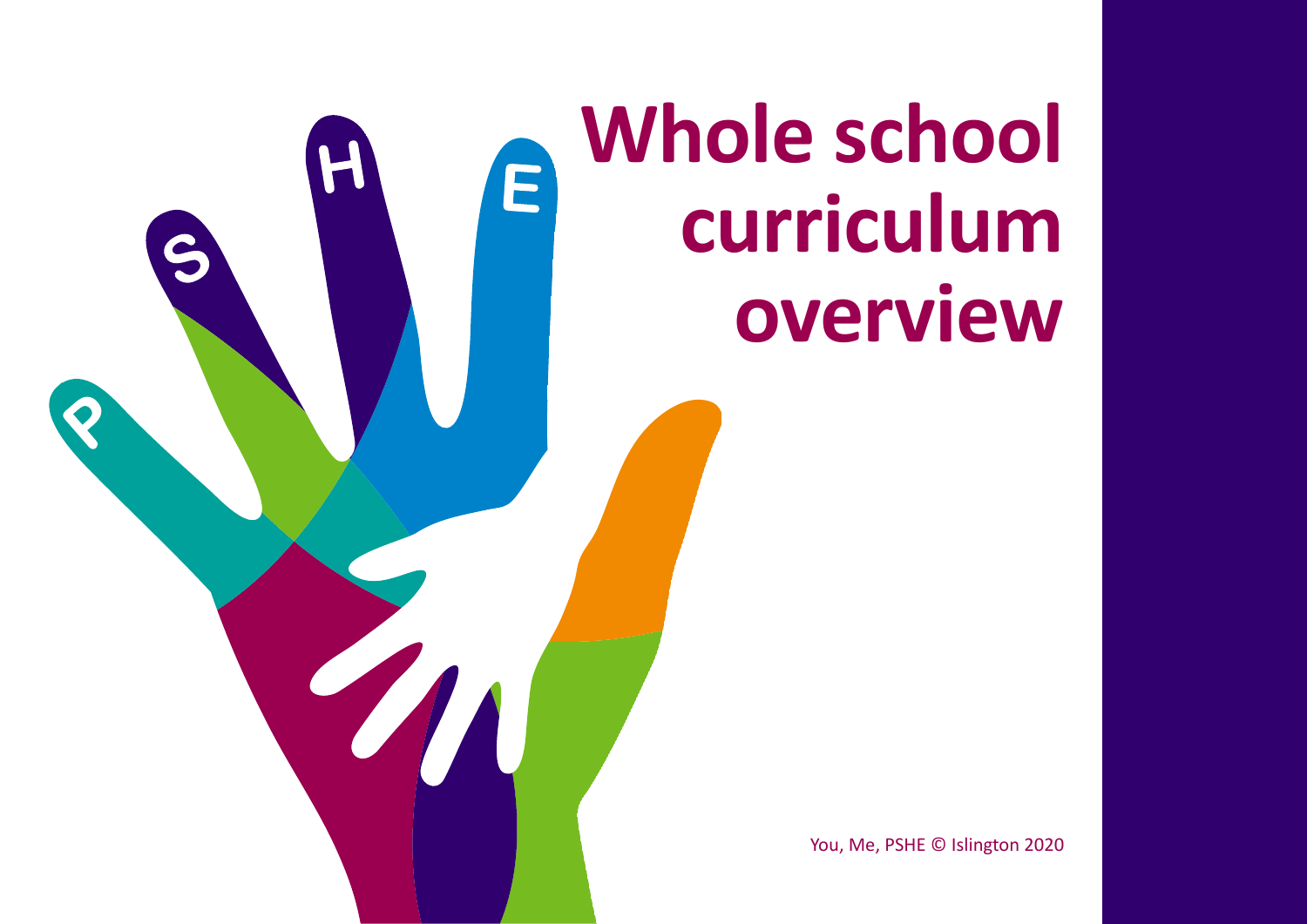# Whole school curriculum overview

You, Me, PSHE © Islington 2020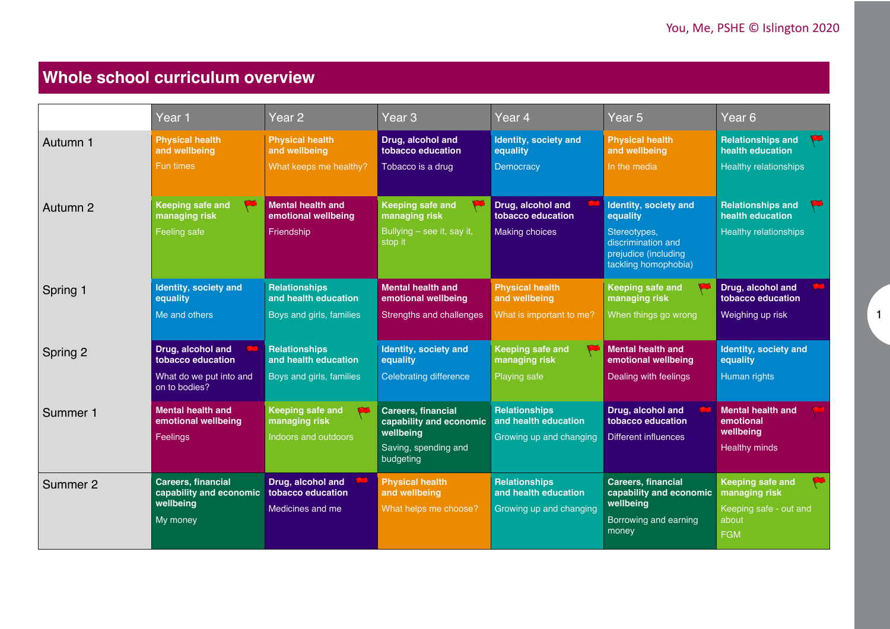# Whole school curriculum overview

| | Year 1 | Year 2 | Year 3 | Year 4 | Year 5 | Year 6 |
|---|---|---|---|---|---|---|
| Autumn 1 | **Physical health and wellbeing** Fun times | **Physical health and wellbeing** What keeps me healthy? | **Drug, alcohol and tobacco education** Tobacco is a drug | **Identity, society and equality** Democracy | **Physical health and wellbeing** In the media | **Relationships and health education** Healthy relationships |
| Autumn 2 | **Keeping safe and managing risk** Feeling safe | **Mental health and emotional wellbeing** Friendship | **Keeping safe and managing risk** Bullying – see it, say it, stop it | **Drug, alcohol and tobacco education** Making choices | **Identity, society and equality** Stereotypes, discrimination and prejudice (including tackling homophobia) | **Relationships and health education** Healthy relationships |
| Spring 1 | **Identity, society and equality** Me and others | **Relationships and health education** Boys and girls, families | **Mental health and emotional wellbeing** Strengths and challenges | **Physical health and wellbeing** What is important to me? | **Keeping safe and managing risk** When things go wrong | **Drug, alcohol and tobacco education** Weighing up risk |
| Spring 2 | **Drug, alcohol and tobacco education** What do we put into and on to bodies? | **Relationships and health education** Boys and girls, families | **Identity, society and equality** Celebrating difference | **Keeping safe and managing risk** Playing safe | **Mental health and emotional wellbeing** Dealing with feelings | **Identity, society and equality** Human rights |
| Summer 1 | **Mental health and emotional wellbeing** Feelings | **Keeping safe and managing risk** Indoors and outdoors | **Careers, financial capability and economic wellbeing** Saving, spending and budgeting | **Relationships and health education** Growing up and changing | **Drug, alcohol and tobacco education** Different influences | **Mental health and emotional wellbeing** Healthy minds |
| Summer 2 | **Careers, financial capability and economic wellbeing** My money | **Drug, alcohol and tobacco education** Medicines and me | **Physical health and wellbeing** What helps me choose? | **Relationships and health education** Growing up and changing | **Careers, financial capability and economic wellbeing** Borrowing and earning money | **Keeping safe and managing risk** Keeping safe - out and about FGM |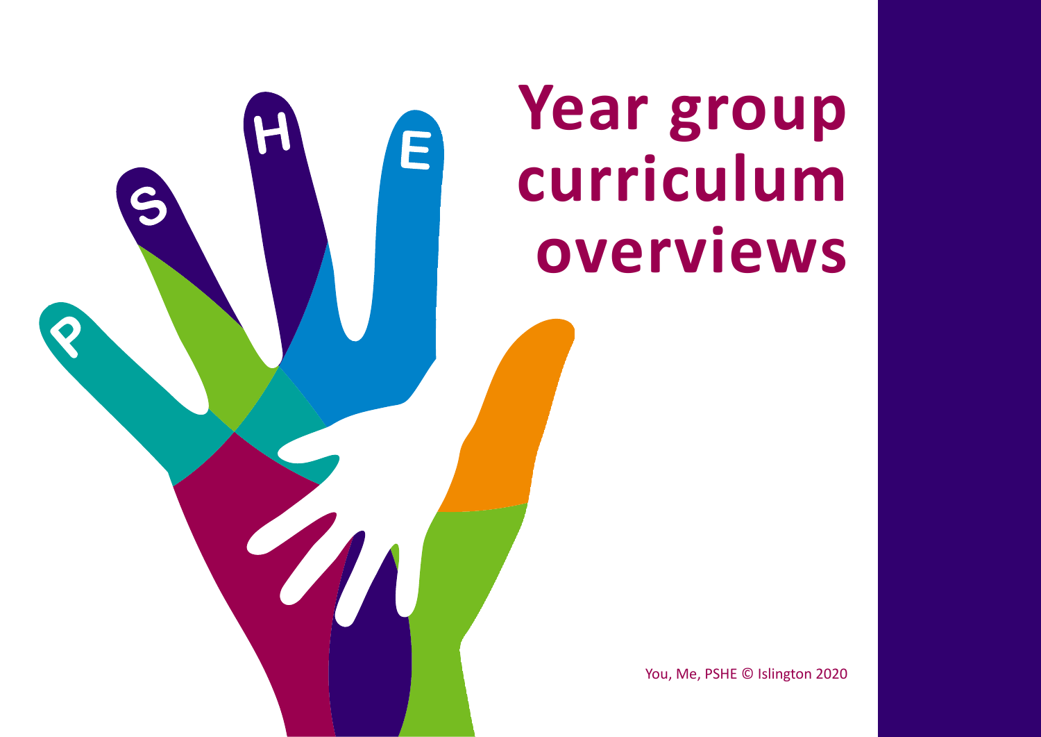# Year group curriculum overviews

You, Me, PSHE © Islington 2020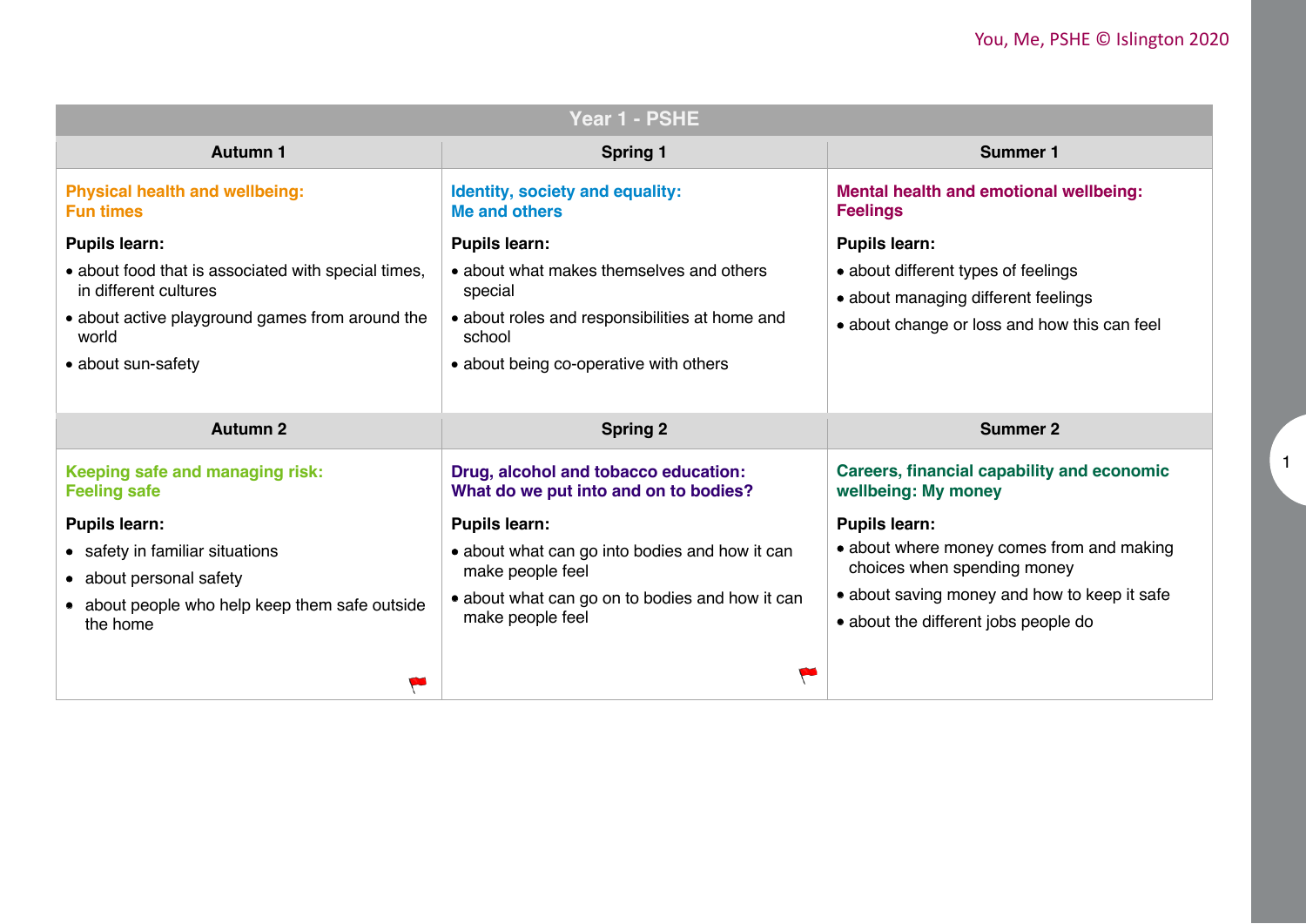## Year 1 - PSHE

| Autumn 1 | Spring 1 | Summer 1 |
|---|---|---|
| **Physical health and wellbeing: Fun times**<br><br>**Pupils learn:**<br>• about food that is associated with special times, in different cultures<br>• about active playground games from around the world<br>• about sun-safety | **Identity, society and equality: Me and others**<br><br>**Pupils learn:**<br>• about what makes themselves and others special<br>• about roles and responsibilities at home and school<br>• about being co-operative with others | **Mental health and emotional wellbeing: Feelings**<br><br>**Pupils learn:**<br>• about different types of feelings<br>• about managing different feelings<br>• about change or loss and how this can feel |
| **Autumn 2** | **Spring 2** | **Summer 2** |
| **Keeping safe and managing risk: Feeling safe**<br><br>**Pupils learn:**<br>• safety in familiar situations<br>• about personal safety<br>• about people who help keep them safe outside the home | **Drug, alcohol and tobacco education: What do we put into and on to bodies?**<br><br>**Pupils learn:**<br>• about what can go into bodies and how it can make people feel<br>• about what can go on to bodies and how it can make people feel | **Careers, financial capability and economic wellbeing: My money**<br><br>**Pupils learn:**<br>• about where money comes from and making choices when spending money<br>• about saving money and how to keep it safe<br>• about the different jobs people do |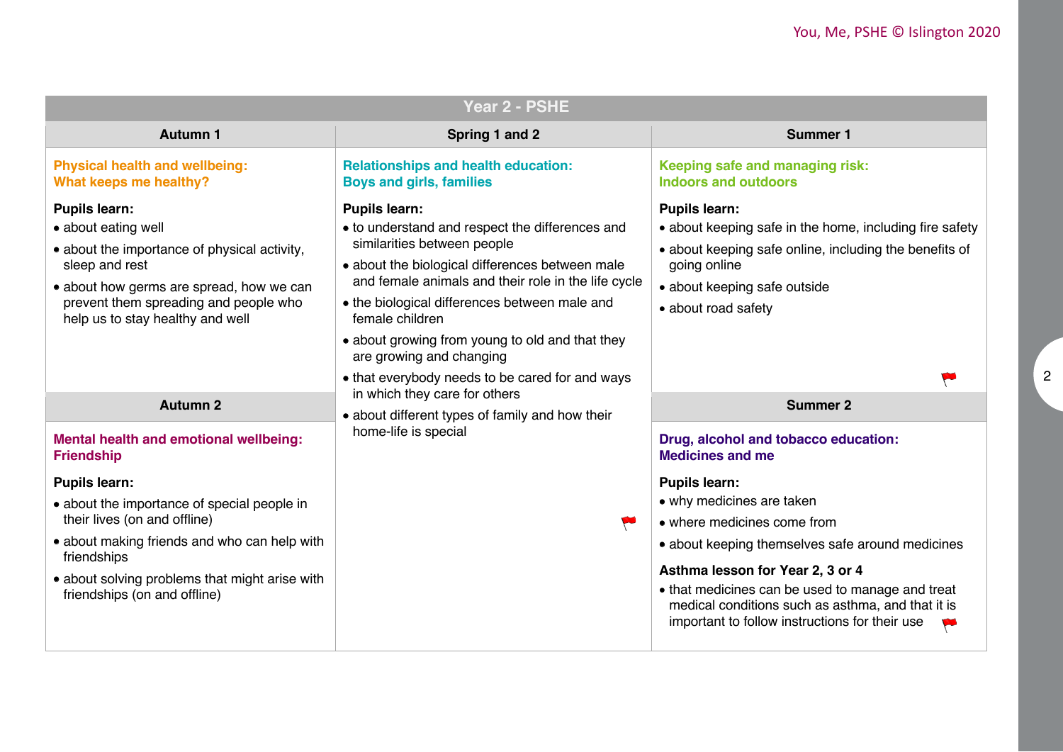## Year 2 - PSHE

| Autumn 1 | Spring 1 and 2 | Summer 1 |
|---|---|---|
| **Physical health and wellbeing: What keeps me healthy?**<br><br>**Pupils learn:**<br>• about eating well<br>• about the importance of physical activity, sleep and rest<br>• about how germs are spread, how we can prevent them spreading and people who help us to stay healthy and well | **Relationships and health education: Boys and girls, families**<br><br>**Pupils learn:**<br>• to understand and respect the differences and similarities between people<br>• about the biological differences between male and female animals and their role in the life cycle<br>• the biological differences between male and female children<br>• about growing from young to old and that they are growing and changing<br>• that everybody needs to be cared for and ways in which they care for others<br>• about different types of family and how their home-life is special | **Keeping safe and managing risk: Indoors and outdoors**<br><br>**Pupils learn:**<br>• about keeping safe in the home, including fire safety<br>• about keeping safe online, including the benefits of going online<br>• about keeping safe outside<br>• about road safety |
| **Autumn 2** | | **Summer 2** |
| **Mental health and emotional wellbeing: Friendship**<br><br>**Pupils learn:**<br>• about the importance of special people in their lives (on and offline)<br>• about making friends and who can help with friendships<br>• about solving problems that might arise with friendships (on and offline) | | **Drug, alcohol and tobacco education: Medicines and me**<br><br>**Pupils learn:**<br>• why medicines are taken<br>• where medicines come from<br>• about keeping themselves safe around medicines<br><br>**Asthma lesson for Year 2, 3 or 4**<br>• that medicines can be used to manage and treat medical conditions such as asthma, and that it is important to follow instructions for their use |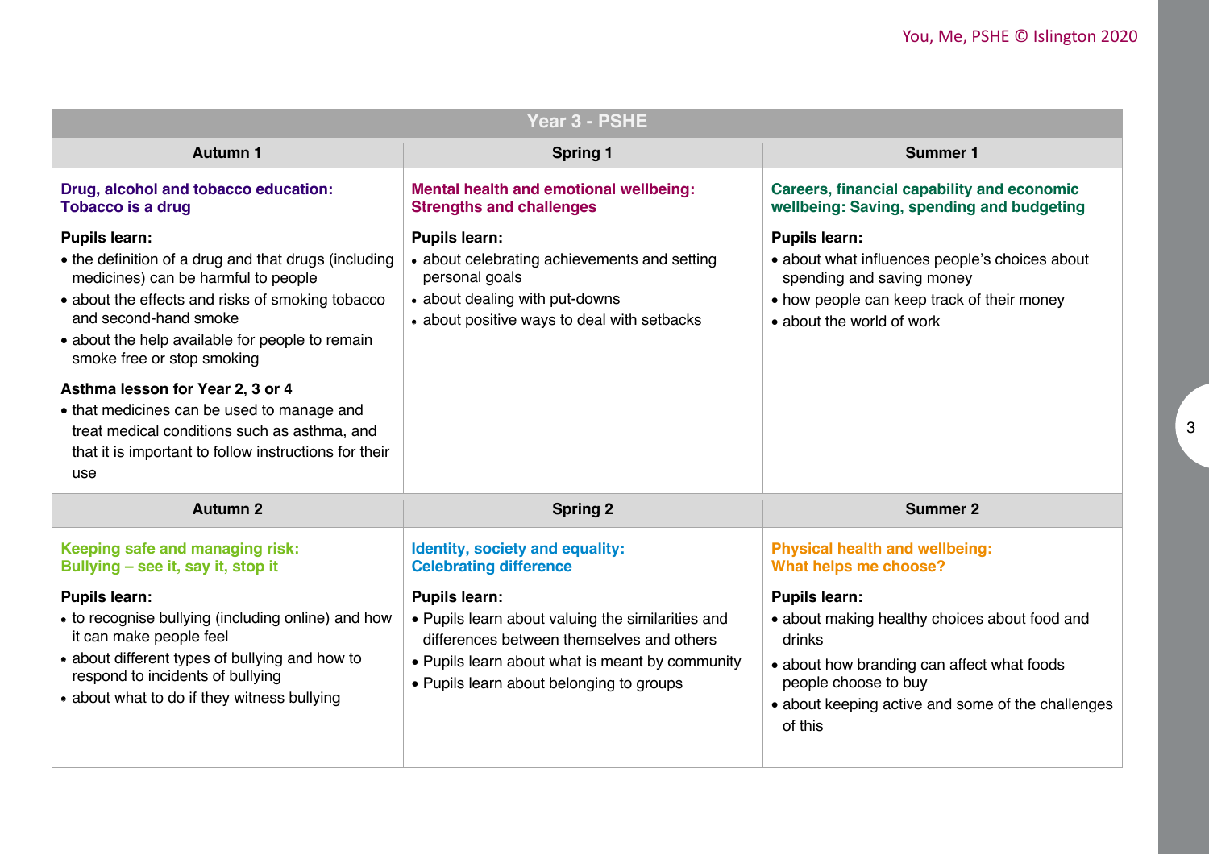# Year 3 - PSHE

| Autumn 1 | Spring 1 | Summer 1 |
| --- | --- | --- |
| **Drug, alcohol and tobacco education: Tobacco is a drug**<br><br>**Pupils learn:**<br>• the definition of a drug and that drugs (including medicines) can be harmful to people<br>• about the effects and risks of smoking tobacco and second-hand smoke<br>• about the help available for people to remain smoke free or stop smoking<br><br>**Asthma lesson for Year 2, 3 or 4**<br>• that medicines can be used to manage and treat medical conditions such as asthma, and that it is important to follow instructions for their use | **Mental health and emotional wellbeing: Strengths and challenges**<br><br>**Pupils learn:**<br>• about celebrating achievements and setting personal goals<br>• about dealing with put-downs<br>• about positive ways to deal with setbacks | **Careers, financial capability and economic wellbeing: Saving, spending and budgeting**<br><br>**Pupils learn:**<br>• about what influences people's choices about spending and saving money<br>• how people can keep track of their money<br>• about the world of work |
| **Autumn 2** | **Spring 2** | **Summer 2** |
| **Keeping safe and managing risk: Bullying – see it, say it, stop it**<br><br>**Pupils learn:**<br>• to recognise bullying (including online) and how it can make people feel<br>• about different types of bullying and how to respond to incidents of bullying<br>• about what to do if they witness bullying | **Identity, society and equality: Celebrating difference**<br><br>**Pupils learn:**<br>• Pupils learn about valuing the similarities and differences between themselves and others<br>• Pupils learn about what is meant by community<br>• Pupils learn about belonging to groups | **Physical health and wellbeing: What helps me choose?**<br><br>**Pupils learn:**<br>• about making healthy choices about food and drinks<br>• about how branding can affect what foods people choose to buy<br>• about keeping active and some of the challenges of this |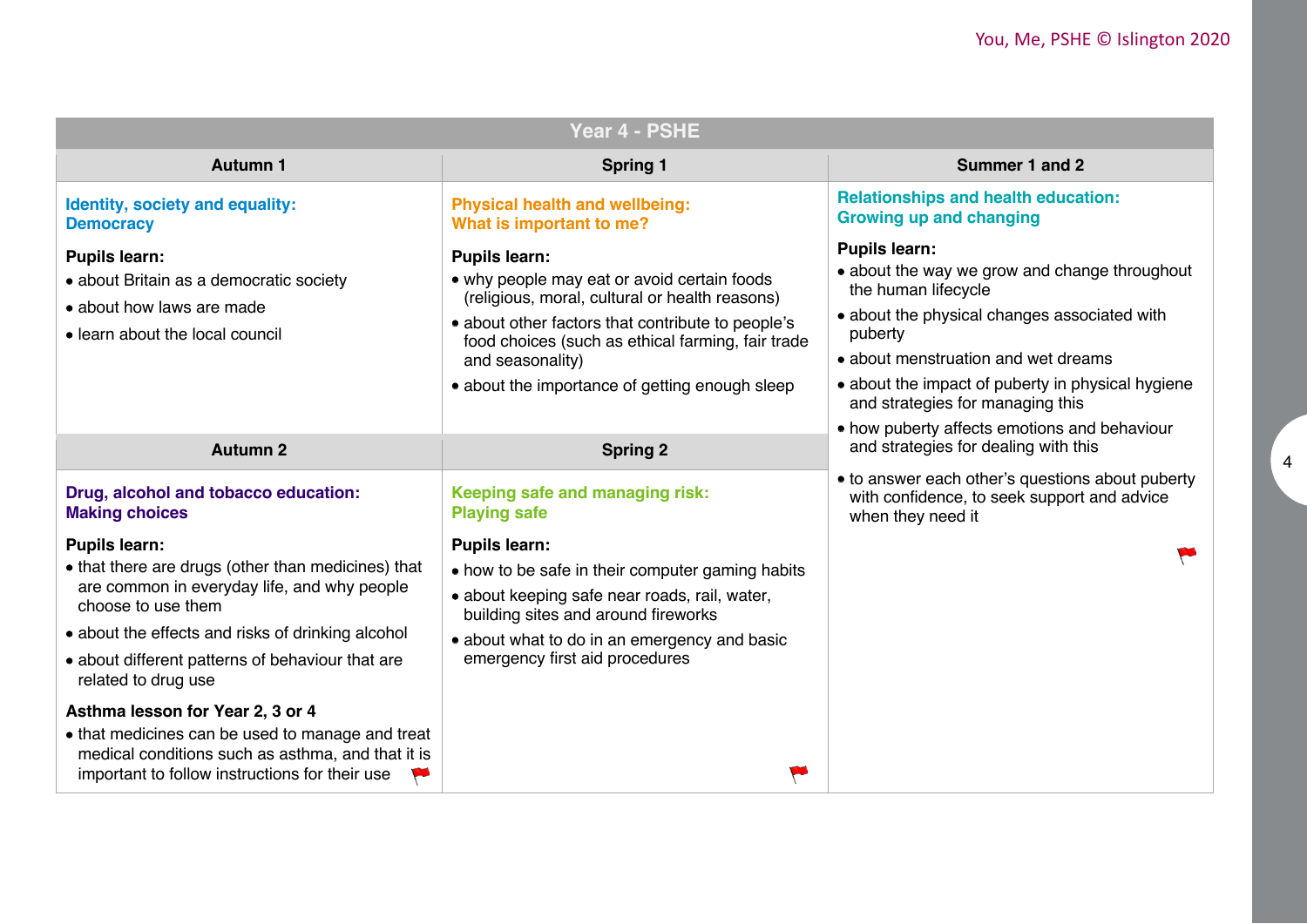# Year 4 - PSHE

## Autumn 1

**Identity, society and equality: Democracy**

**Pupils learn:**

- about Britain as a democratic society
- about how laws are made
- learn about the local council

## Autumn 2

**Drug, alcohol and tobacco education: Making choices**

**Pupils learn:**

- that there are drugs (other than medicines) that are common in everyday life, and why people choose to use them
- about the effects and risks of drinking alcohol
- about different patterns of behaviour that are related to drug use

**Asthma lesson for Year 2, 3 or 4**

- that medicines can be used to manage and treat medical conditions such as asthma, and that it is important to follow instructions for their use

## Spring 1

**Physical health and wellbeing: What is important to me?**

**Pupils learn:**

- why people may eat or avoid certain foods (religious, moral, cultural or health reasons)
- about other factors that contribute to people's food choices (such as ethical farming, fair trade and seasonality)
- about the importance of getting enough sleep

## Spring 2

**Keeping safe and managing risk: Playing safe**

**Pupils learn:**

- how to be safe in their computer gaming habits
- about keeping safe near roads, rail, water, building sites and around fireworks
- about what to do in an emergency and basic emergency first aid procedures

## Summer 1 and 2

**Relationships and health education: Growing up and changing**

**Pupils learn:**

- about the way we grow and change throughout the human lifecycle
- about the physical changes associated with puberty
- about menstruation and wet dreams
- about the impact of puberty in physical hygiene and strategies for managing this
- how puberty affects emotions and behaviour and strategies for dealing with this
- to answer each other's questions about puberty with confidence, to seek support and advice when they need it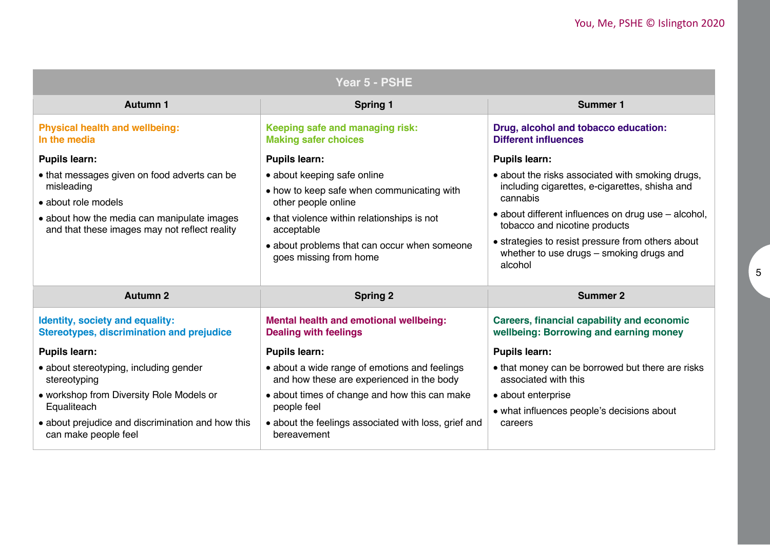## Year 5 - PSHE

| Autumn 1 | Spring 1 | Summer 1 |
|---|---|---|
| **Physical health and wellbeing: In the media**<br><br>**Pupils learn:**<br>• that messages given on food adverts can be misleading<br>• about role models<br>• about how the media can manipulate images and that these images may not reflect reality | **Keeping safe and managing risk: Making safer choices**<br><br>**Pupils learn:**<br>• about keeping safe online<br>• how to keep safe when communicating with other people online<br>• that violence within relationships is not acceptable<br>• about problems that can occur when someone goes missing from home | **Drug, alcohol and tobacco education: Different influences**<br><br>**Pupils learn:**<br>• about the risks associated with smoking drugs, including cigarettes, e-cigarettes, shisha and cannabis<br>• about different influences on drug use – alcohol, tobacco and nicotine products<br>• strategies to resist pressure from others about whether to use drugs – smoking drugs and alcohol |
| **Autumn 2** | **Spring 2** | **Summer 2** |
| **Identity, society and equality: Stereotypes, discrimination and prejudice**<br><br>**Pupils learn:**<br>• about stereotyping, including gender stereotyping<br>• workshop from Diversity Role Models or Equaliteach<br>• about prejudice and discrimination and how this can make people feel | **Mental health and emotional wellbeing: Dealing with feelings**<br><br>**Pupils learn:**<br>• about a wide range of emotions and feelings and how these are experienced in the body<br>• about times of change and how this can make people feel<br>• about the feelings associated with loss, grief and bereavement | **Careers, financial capability and economic wellbeing: Borrowing and earning money**<br><br>**Pupils learn:**<br>• that money can be borrowed but there are risks associated with this<br>• about enterprise<br>• what influences people's decisions about careers |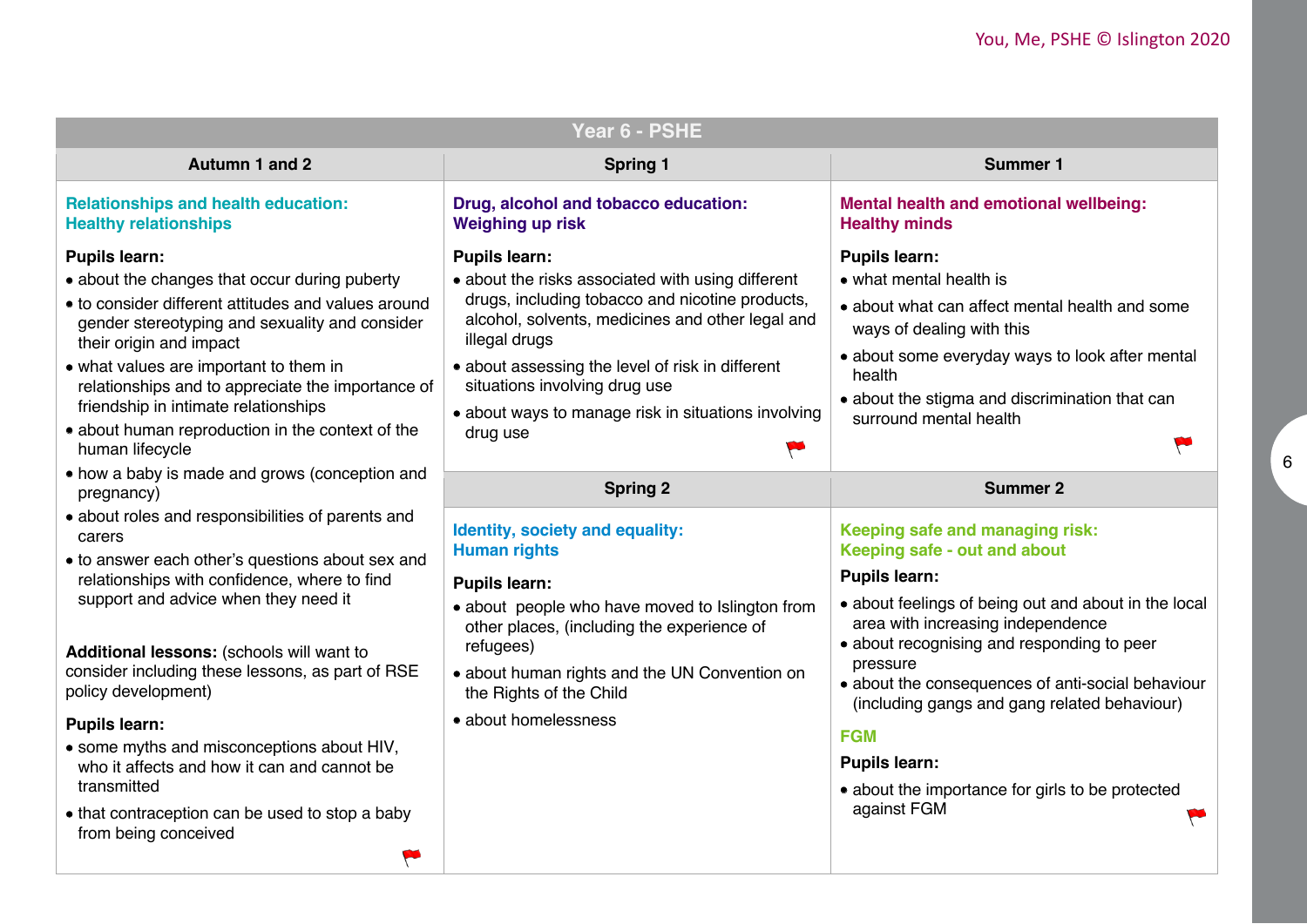## Year 6 - PSHE

### Autumn 1 and 2

**Relationships and health education: Healthy relationships**

**Pupils learn:**

- about the changes that occur during puberty
- to consider different attitudes and values around gender stereotyping and sexuality and consider their origin and impact
- what values are important to them in relationships and to appreciate the importance of friendship in intimate relationships
- about human reproduction in the context of the human lifecycle
- how a baby is made and grows (conception and pregnancy)
- about roles and responsibilities of parents and carers
- to answer each other's questions about sex and relationships with confidence, where to find support and advice when they need it

**Additional lessons:** (schools will want to consider including these lessons, as part of RSE policy development)

**Pupils learn:**

- some myths and misconceptions about HIV, who it affects and how it can and cannot be transmitted
- that contraception can be used to stop a baby from being conceived

### Spring 1

**Drug, alcohol and tobacco education: Weighing up risk**

**Pupils learn:**

- about the risks associated with using different drugs, including tobacco and nicotine products, alcohol, solvents, medicines and other legal and illegal drugs
- about assessing the level of risk in different situations involving drug use
- about ways to manage risk in situations involving drug use

### Spring 2

**Identity, society and equality: Human rights**

**Pupils learn:**

- about people who have moved to Islington from other places, (including the experience of refugees)
- about human rights and the UN Convention on the Rights of the Child
- about homelessness

### Summer 1

**Mental health and emotional wellbeing: Healthy minds**

**Pupils learn:**

- what mental health is
- about what can affect mental health and some ways of dealing with this
- about some everyday ways to look after mental health
- about the stigma and discrimination that can surround mental health

### Summer 2

**Keeping safe and managing risk: Keeping safe - out and about**

**Pupils learn:**

- about feelings of being out and about in the local area with increasing independence
- about recognising and responding to peer pressure
- about the consequences of anti-social behaviour (including gangs and gang related behaviour)

**FGM**

**Pupils learn:**

- about the importance for girls to be protected against FGM